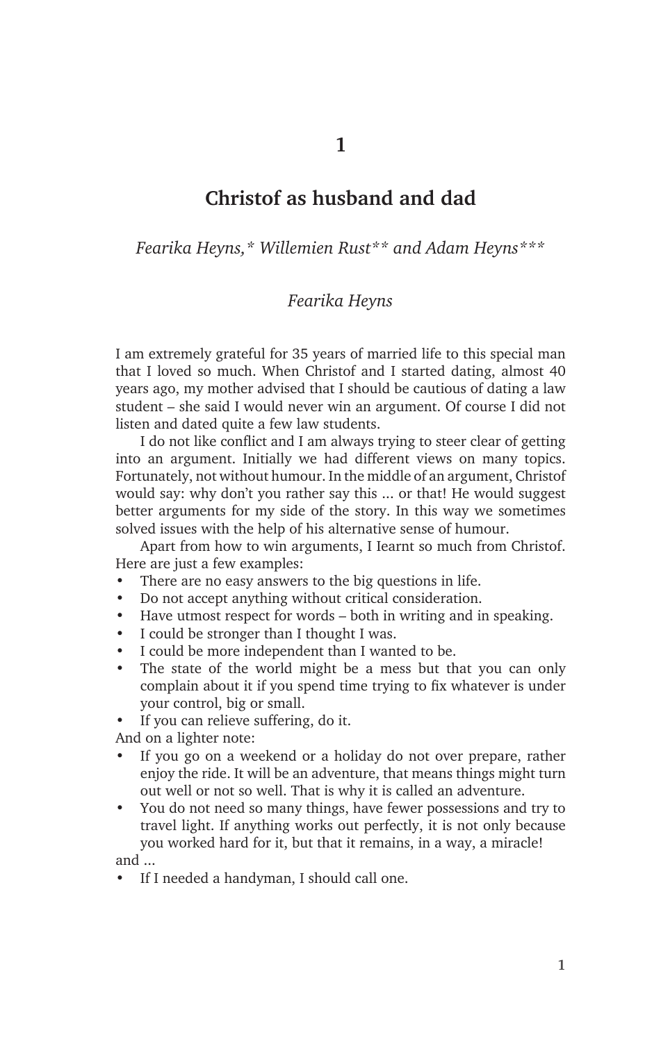# 1

# Christof as husband and dad

*Fearika Heyns,\* Willemien Rust\*\* and Adam Heyns\*\*\**

### *Fearika Heyns*

I am extremely grateful for 35 years of married life to this special man that I loved so much. When Christof and I started dating, almost 40 years ago, my mother advised that I should be cautious of dating a law student – she said I would never win an argument. Of course I did not listen and dated quite a few law students.

I do not like conflict and I am always trying to steer clear of getting into an argument. Initially we had different views on many topics. Fortunately, not without humour. In the middle of an argument, Christof would say: why don't you rather say this ... or that! He would suggest better arguments for my side of the story. In this way we sometimes solved issues with the help of his alternative sense of humour.

Apart from how to win arguments, I Iearnt so much from Christof. Here are just a few examples:

- There are no easy answers to the big questions in life.
- Do not accept anything without critical consideration.
- Have utmost respect for words – both in writing and in speaking.
- I could be stronger than I thought I was.
- I could be more independent than I wanted to be.
- The state of the world might be a mess but that you can only complain about it if you spend time trying to fix whatever is under your control, big or small.
- If you can relieve suffering, do it.

And on a lighter note:

- If you go on a weekend or a holiday do not over prepare, rather enjoy the ride. It will be an adventure, that means things might turn out well or not so well. That is why it is called an adventure.
- You do not need so many things, have fewer possessions and try to travel light. If anything works out perfectly, it is not only because you worked hard for it, but that it remains, in a way, a miracle!

and ...

- If I needed a handyman, I should call one.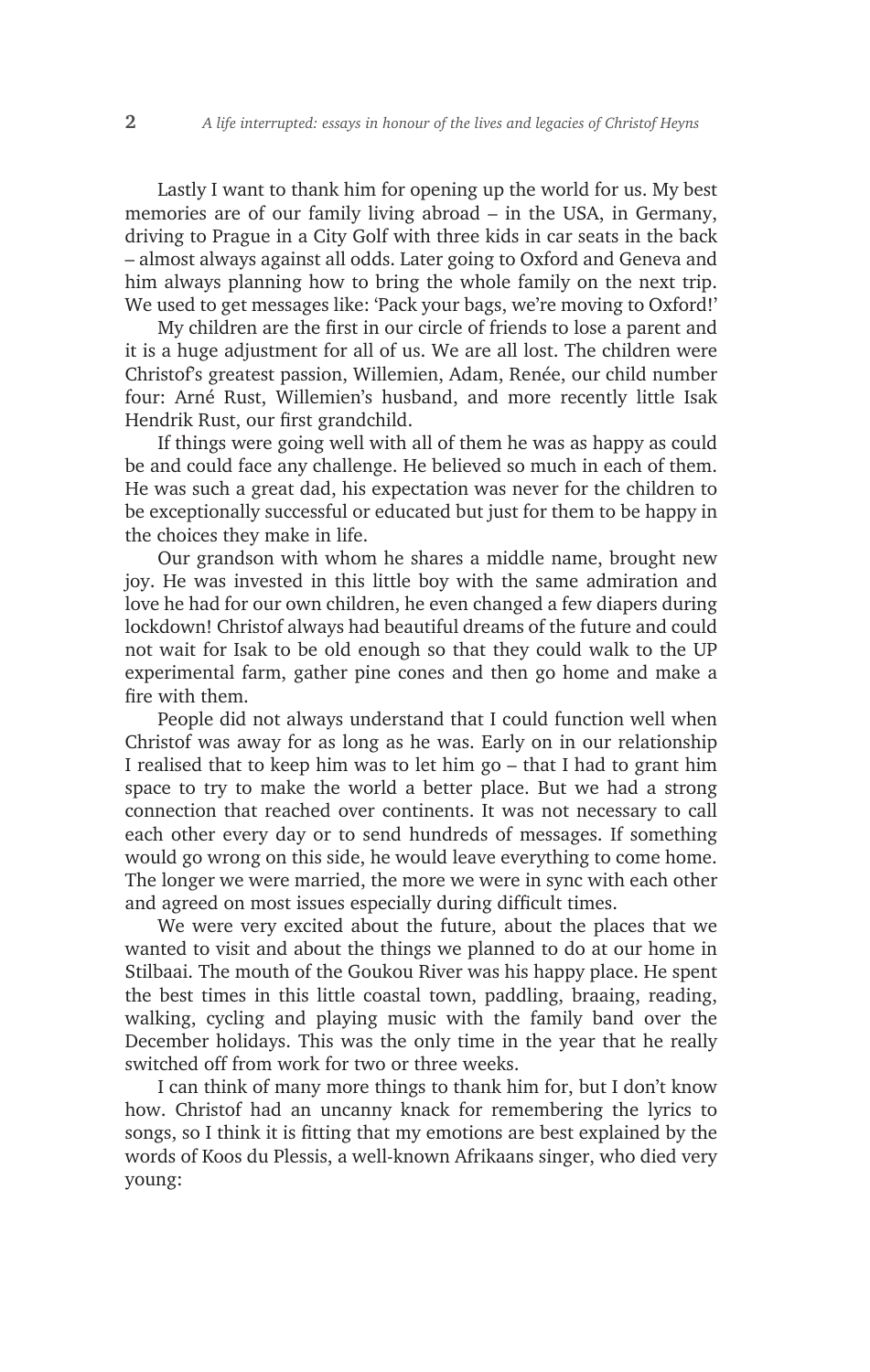Lastly I want to thank him for opening up the world for us. My best memories are of our family living abroad – in the USA, in Germany, driving to Prague in a City Golf with three kids in car seats in the back – almost always against all odds. Later going to Oxford and Geneva and him always planning how to bring the whole family on the next trip. We used to get messages like: 'Pack your bags, we're moving to Oxford!'

My children are the first in our circle of friends to lose a parent and it is a huge adjustment for all of us. We are all lost. The children were Christof's greatest passion, Willemien, Adam, Renée, our child number four: Arné Rust, Willemien's husband, and more recently little Isak Hendrik Rust, our first grandchild.

If things were going well with all of them he was as happy as could be and could face any challenge. He believed so much in each of them. He was such a great dad, his expectation was never for the children to be exceptionally successful or educated but just for them to be happy in the choices they make in life.

Our grandson with whom he shares a middle name, brought new joy. He was invested in this little boy with the same admiration and love he had for our own children, he even changed a few diapers during lockdown! Christof always had beautiful dreams of the future and could not wait for Isak to be old enough so that they could walk to the UP experimental farm, gather pine cones and then go home and make a fire with them.

People did not always understand that I could function well when Christof was away for as long as he was. Early on in our relationship I realised that to keep him was to let him go – that I had to grant him space to try to make the world a better place. But we had a strong connection that reached over continents. It was not necessary to call each other every day or to send hundreds of messages. If something would go wrong on this side, he would leave everything to come home. The longer we were married, the more we were in sync with each other and agreed on most issues especially during difficult times.

We were very excited about the future, about the places that we wanted to visit and about the things we planned to do at our home in Stilbaai. The mouth of the Goukou River was his happy place. He spent the best times in this little coastal town, paddling, braaing, reading, walking, cycling and playing music with the family band over the December holidays. This was the only time in the year that he really switched off from work for two or three weeks.

I can think of many more things to thank him for, but I don't know how. Christof had an uncanny knack for remembering the lyrics to songs, so I think it is fitting that my emotions are best explained by the words of Koos du Plessis, a well-known Afrikaans singer, who died very young: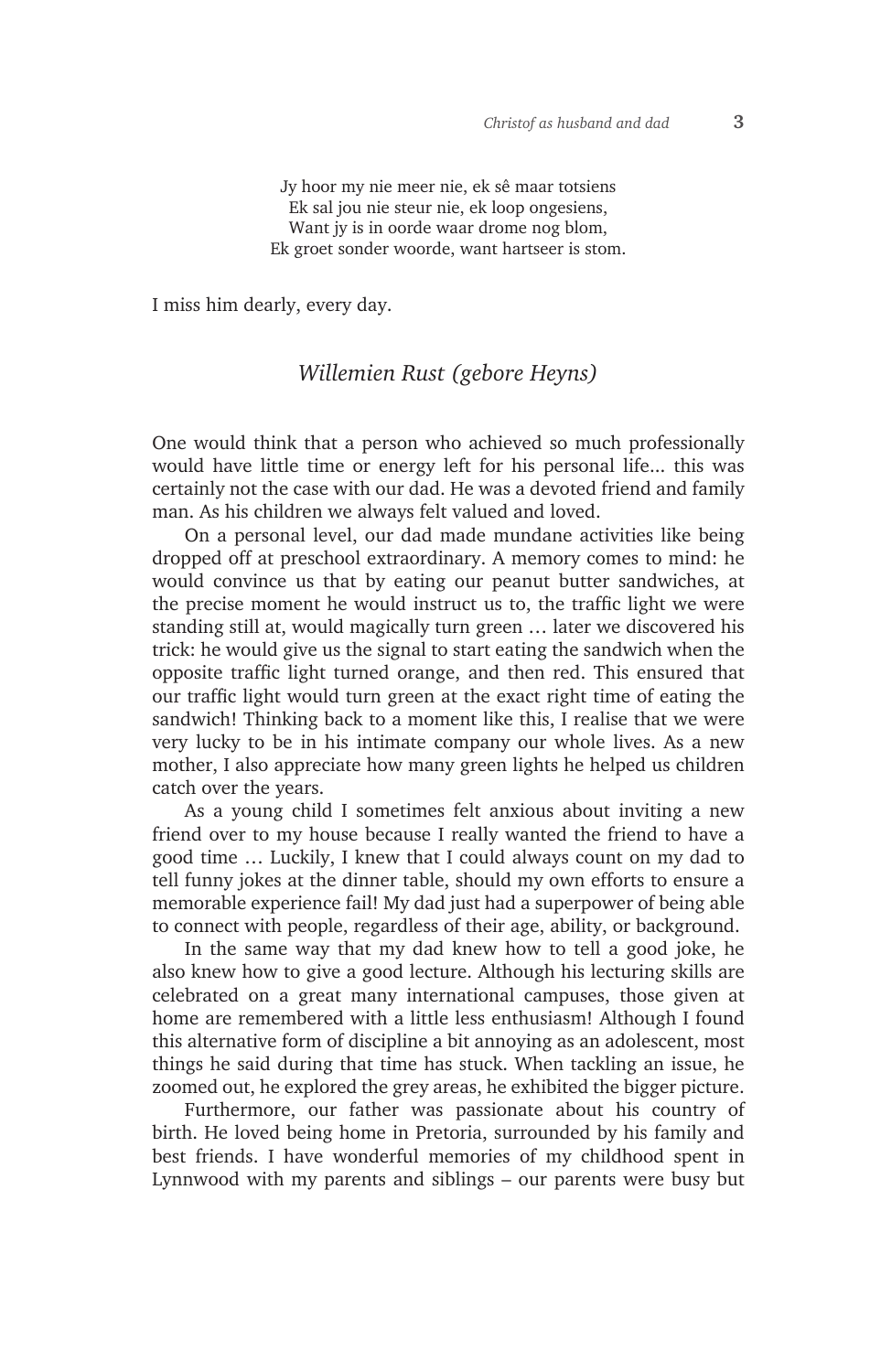Jy hoor my nie meer nie, ek sê maar totsiens  
Ek sal jou nie steur nie, ek loop ongesiens,  
Want jy is in oorde waar drome nog blom,  
Ek groet sonder woorde, want hartseer is stom.

I miss him dearly, every day.

## *Willemien Rust (gebore Heyns)*

One would think that a person who achieved so much professionally would have little time or energy left for his personal life... this was certainly not the case with our dad. He was a devoted friend and family man. As his children we always felt valued and loved.

On a personal level, our dad made mundane activities like being dropped off at preschool extraordinary. A memory comes to mind: he would convince us that by eating our peanut butter sandwiches, at the precise moment he would instruct us to, the traffic light we were standing still at, would magically turn green … later we discovered his trick: he would give us the signal to start eating the sandwich when the opposite traffic light turned orange, and then red. This ensured that our traffic light would turn green at the exact right time of eating the sandwich! Thinking back to a moment like this, I realise that we were very lucky to be in his intimate company our whole lives. As a new mother, I also appreciate how many green lights he helped us children catch over the years.

As a young child I sometimes felt anxious about inviting a new friend over to my house because I really wanted the friend to have a good time … Luckily, I knew that I could always count on my dad to tell funny jokes at the dinner table, should my own efforts to ensure a memorable experience fail! My dad just had a superpower of being able to connect with people, regardless of their age, ability, or background.

In the same way that my dad knew how to tell a good joke, he also knew how to give a good lecture. Although his lecturing skills are celebrated on a great many international campuses, those given at home are remembered with a little less enthusiasm! Although I found this alternative form of discipline a bit annoying as an adolescent, most things he said during that time has stuck. When tackling an issue, he zoomed out, he explored the grey areas, he exhibited the bigger picture.

Furthermore, our father was passionate about his country of birth. He loved being home in Pretoria, surrounded by his family and best friends. I have wonderful memories of my childhood spent in Lynnwood with my parents and siblings – our parents were busy but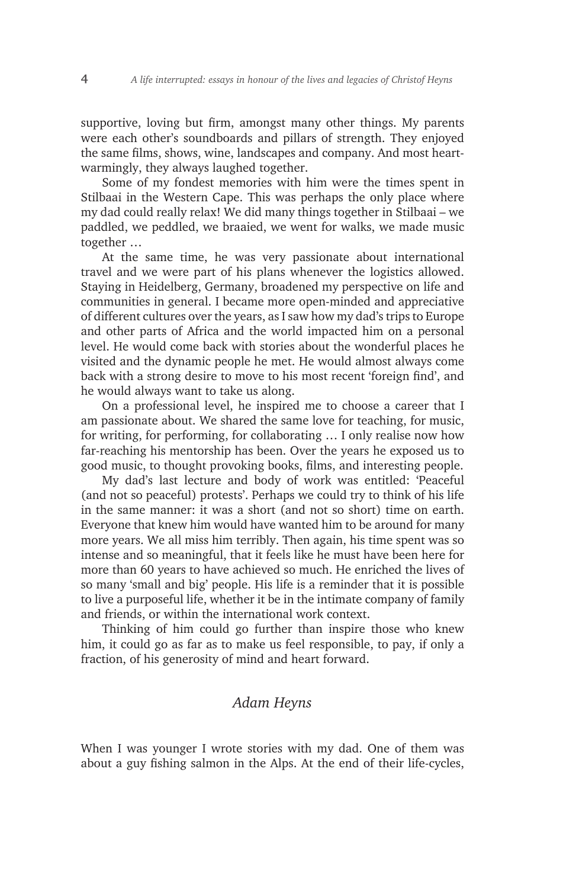supportive, loving but firm, amongst many other things. My parents were each other's soundboards and pillars of strength. They enjoyed the same films, shows, wine, landscapes and company. And most heart-warmingly, they always laughed together.

Some of my fondest memories with him were the times spent in Stilbaai in the Western Cape. This was perhaps the only place where my dad could really relax! We did many things together in Stilbaai – we paddled, we peddled, we braaied, we went for walks, we made music together …

At the same time, he was very passionate about international travel and we were part of his plans whenever the logistics allowed. Staying in Heidelberg, Germany, broadened my perspective on life and communities in general. I became more open-minded and appreciative of different cultures over the years, as I saw how my dad's trips to Europe and other parts of Africa and the world impacted him on a personal level. He would come back with stories about the wonderful places he visited and the dynamic people he met. He would almost always come back with a strong desire to move to his most recent 'foreign find', and he would always want to take us along.

On a professional level, he inspired me to choose a career that I am passionate about. We shared the same love for teaching, for music, for writing, for performing, for collaborating … I only realise now how far-reaching his mentorship has been. Over the years he exposed us to good music, to thought provoking books, films, and interesting people.

My dad's last lecture and body of work was entitled: 'Peaceful (and not so peaceful) protests'. Perhaps we could try to think of his life in the same manner: it was a short (and not so short) time on earth. Everyone that knew him would have wanted him to be around for many more years. We all miss him terribly. Then again, his time spent was so intense and so meaningful, that it feels like he must have been here for more than 60 years to have achieved so much. He enriched the lives of so many 'small and big' people. His life is a reminder that it is possible to live a purposeful life, whether it be in the intimate company of family and friends, or within the international work context.

Thinking of him could go further than inspire those who knew him, it could go as far as to make us feel responsible, to pay, if only a fraction, of his generosity of mind and heart forward.

## *Adam Heyns*

When I was younger I wrote stories with my dad. One of them was about a guy fishing salmon in the Alps. At the end of their life-cycles,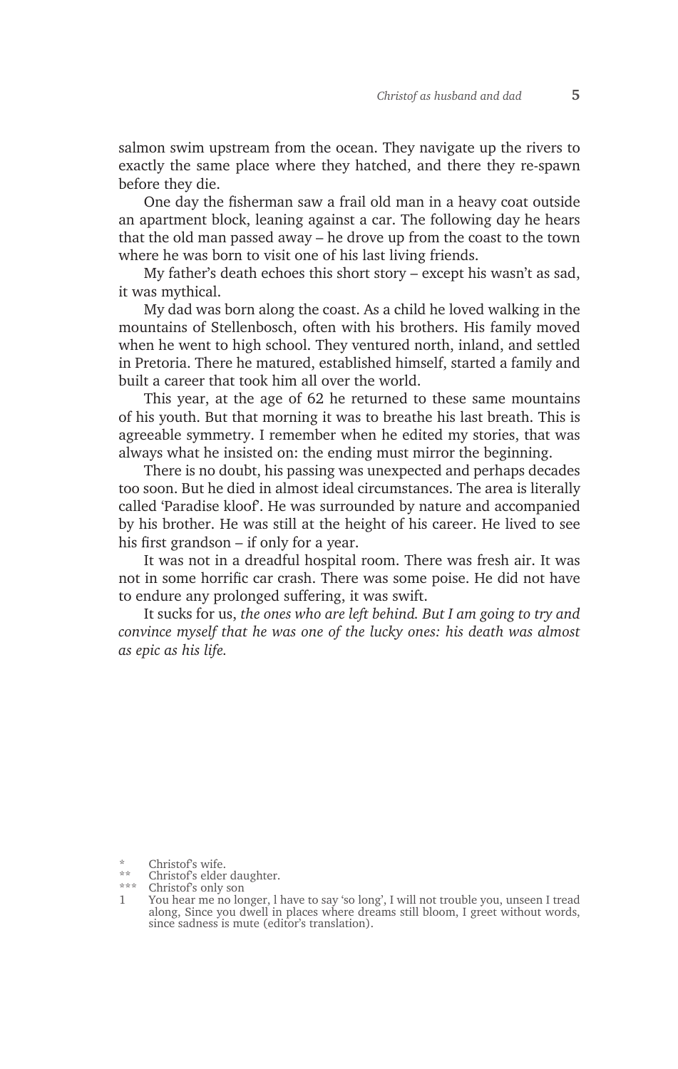salmon swim upstream from the ocean. They navigate up the rivers to exactly the same place where they hatched, and there they re-spawn before they die.

One day the fisherman saw a frail old man in a heavy coat outside an apartment block, leaning against a car. The following day he hears that the old man passed away – he drove up from the coast to the town where he was born to visit one of his last living friends.

My father's death echoes this short story – except his wasn't as sad, it was mythical.

My dad was born along the coast. As a child he loved walking in the mountains of Stellenbosch, often with his brothers. His family moved when he went to high school. They ventured north, inland, and settled in Pretoria. There he matured, established himself, started a family and built a career that took him all over the world.

This year, at the age of 62 he returned to these same mountains of his youth. But that morning it was to breathe his last breath. This is agreeable symmetry. I remember when he edited my stories, that was always what he insisted on: the ending must mirror the beginning.

There is no doubt, his passing was unexpected and perhaps decades too soon. But he died in almost ideal circumstances. The area is literally called 'Paradise kloof'. He was surrounded by nature and accompanied by his brother. He was still at the height of his career. He lived to see his first grandson – if only for a year.

It was not in a dreadful hospital room. There was fresh air. It was not in some horrific car crash. There was some poise. He did not have to endure any prolonged suffering, it was swift.

It sucks for us, *the ones who are left behind. But I am going to try and convince myself that he was one of the lucky ones: his death was almost as epic as his life.*

---

\* Christof's wife.

\** Christof's elder daughter.

\*** Christof's only son

1 You hear me no longer, I have to say 'so long', I will not trouble you, unseen I tread along, Since you dwell in places where dreams still bloom, I greet without words, since sadness is mute (editor's translation).